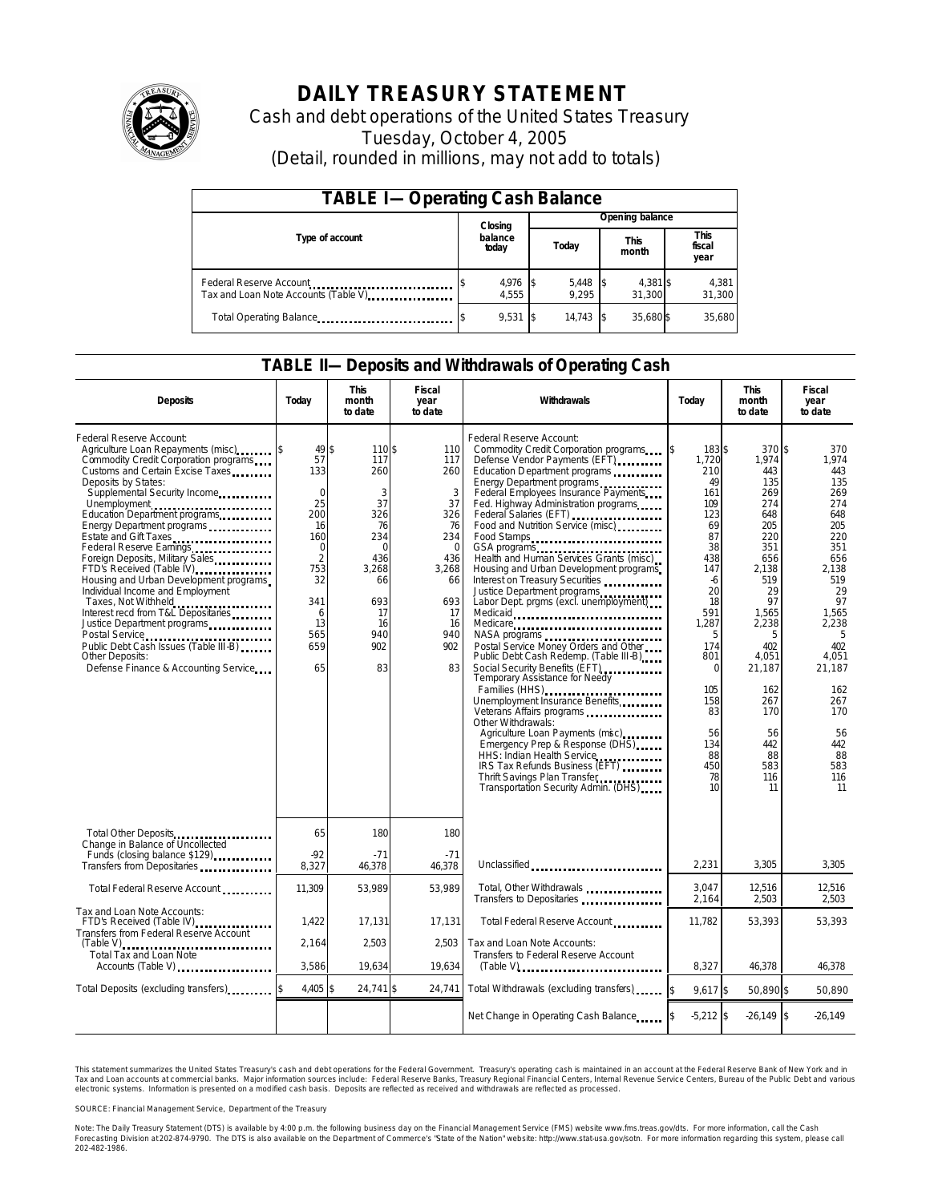# DAILY TREASURY STATEMENT

Cash and debt operations of the United States Treasury

Tuesday, October 4, 2005

(Detail, rounded in millions, may not add to totals)

## TABLE I—Operating Cash Balance

| Type of account | Closing balance today | Opening balance Today | Opening balance This month | Opening balance This fiscal year |
|---|---|---|---|---|
| Federal Reserve Account | $ 4,976 | $ 5,448 | $ 4,381 | $ 4,381 |
| Tax and Loan Note Accounts (Table V) | 4,555 | 9,295 | 31,300 | 31,300 |
| Total Operating Balance | $ 9,531 | $ 14,743 | $ 35,680 | $ 35,680 |

## TABLE II—Deposits and Withdrawals of Operating Cash

| Deposits | Today | This month to date | Fiscal year to date | Withdrawals | Today | This month to date | Fiscal year to date |
|---|---|---|---|---|---|---|---|
| Federal Reserve Account: | | | | Federal Reserve Account: | | | |
| Agriculture Loan Repayments (misc) | $ 49 | $ 110 | $ 110 | Commodity Credit Corporation programs | $ 183 | $ 370 | $ 370 |
| Commodity Credit Corporation programs | 57 | 117 | 117 | Defense Vendor Payments (EFT) | 1,720 | 1,974 | 1,974 |
| Customs and Certain Excise Taxes | 133 | 260 | 260 | Education Department programs | 210 | 443 | 443 |
| Deposits by States: | | | | Energy Department programs | 49 | 135 | 135 |
| Supplemental Security Income | 0 | 3 | 3 | Federal Employees Insurance Payments | 161 | 269 | 269 |
| Unemployment | 25 | 37 | 37 | Fed. Highway Administration programs | 109 | 274 | 274 |
| Education Department programs | 200 | 326 | 326 | Federal Salaries (EFT) | 123 | 648 | 648 |
| Energy Department programs | 16 | 76 | 76 | Food and Nutrition Service (misc) | 69 | 205 | 205 |
| Estate and Gift Taxes | 160 | 234 | 234 | Food Stamps | 87 | 220 | 220 |
| Federal Reserve Earnings | 0 | 0 | 0 | GSA programs | 38 | 351 | 351 |
| Foreign Deposits, Military Sales | 2 | 436 | 436 | Health and Human Services Grants (misc) | 438 | 656 | 656 |
| FTD's Received (Table IV) | 753 | 3,268 | 3,268 | Housing and Urban Development programs | 147 | 2,138 | 2,138 |
| Housing and Urban Development programs | 32 | 66 | 66 | Interest on Treasury Securities | -6 | 519 | 519 |
| Individual Income and Employment | | | | Justice Department programs | 20 | 29 | 29 |
| Taxes, Not Withheld | 341 | 693 | 693 | Labor Dept. prgms (excl. unemployment) | 18 | 97 | 97 |
| Interest recd from T&L Depositaries | 6 | 17 | 17 | Medicaid | 591 | 1,565 | 1,565 |
| Justice Department programs | 13 | 16 | 16 | Medicare | 1,287 | 2,238 | 2,238 |
| Postal Service | 565 | 940 | 940 | NASA programs | 5 | 5 | 5 |
| Public Debt Cash Issues (Table III-B) | 659 | 902 | 902 | Postal Service Money Orders and Other | 174 | 402 | 402 |
| Other Deposits: | | | | Public Debt Cash Redemp. (Table III-B) | 801 | 4,051 | 4,051 |
| Defense Finance & Accounting Service | 65 | 83 | 83 | Social Security Benefits (EFT) | 0 | 21,187 | 21,187 |
| | | | | Temporary Assistance for Needy Families (HHS) | 105 | 162 | 162 |
| | | | | Unemployment Insurance Benefits | 158 | 267 | 267 |
| | | | | Veterans Affairs programs | 83 | 170 | 170 |
| | | | | Other Withdrawals: | | | |
| | | | | Agriculture Loan Payments (misc) | 56 | 56 | 56 |
| | | | | Emergency Prep & Response (DHS) | 134 | 442 | 442 |
| | | | | HHS: Indian Health Service | 88 | 88 | 88 |
| | | | | IRS Tax Refunds Business (EFT) | 450 | 583 | 583 |
| | | | | Thrift Savings Plan Transfer | 78 | 116 | 116 |
| | | | | Transportation Security Admin. (DHS) | 10 | 11 | 11 |
| Total Other Deposits | 65 | 180 | 180 | | | | |
| Change in Balance of Uncollected Funds (closing balance $129) | -92 | -71 | -71 | | | | |
| Transfers from Depositaries | 8,327 | 46,378 | 46,378 | Unclassified | 2,231 | 3,305 | 3,305 |
| Total Federal Reserve Account | 11,309 | 53,989 | 53,989 | Total, Other Withdrawals | 3,047 | 12,516 | 12,516 |
| | | | | Transfers to Depositaries | 2,164 | 2,503 | 2,503 |
| Tax and Loan Note Accounts: | | | | | | | |
| FTD's Received (Table IV) | 1,422 | 17,131 | 17,131 | Total Federal Reserve Account | 11,782 | 53,393 | 53,393 |
| Transfers from Federal Reserve Account (Table V) | 2,164 | 2,503 | 2,503 | Tax and Loan Note Accounts: | | | |
| Total Tax and Loan Note Accounts (Table V) | 3,586 | 19,634 | 19,634 | Transfers to Federal Reserve Account (Table V) | 8,327 | 46,378 | 46,378 |
| Total Deposits (excluding transfers) | $ 4,405 | $ 24,741 | $ 24,741 | Total Withdrawals (excluding transfers) | $ 9,617 | $ 50,890 | $ 50,890 |
| | | | | Net Change in Operating Cash Balance | $ -5,212 | $ -26,149 | $ -26,149 |

This statement summarizes the United States Treasury's cash and debt operations for the Federal Government. Treasury's operating cash is maintained in an account at the Federal Reserve Bank of New York and in Tax and Loan accounts at commercial banks. Major information sources include: Federal Reserve Banks, Treasury Regional Financial Centers, Internal Revenue Service Centers, Bureau of the Public Debt and various electronic systems. Information is presented on a modified cash basis. Deposits are reflected as received and withdrawals are reflected as processed.

SOURCE: Financial Management Service, Department of the Treasury

Note: The Daily Treasury Statement (DTS) is available by 4:00 p.m. the following business day on the Financial Management Service (FMS) website www.fms.treas.gov/dts. For more information, call the Cash Forecasting Division at 202-874-9790. The DTS is also available on the Department of Commerce's "State of the Nation" website: http://www.stat-usa.gov/sotn. For more information regarding this system, please call 202-482-1986.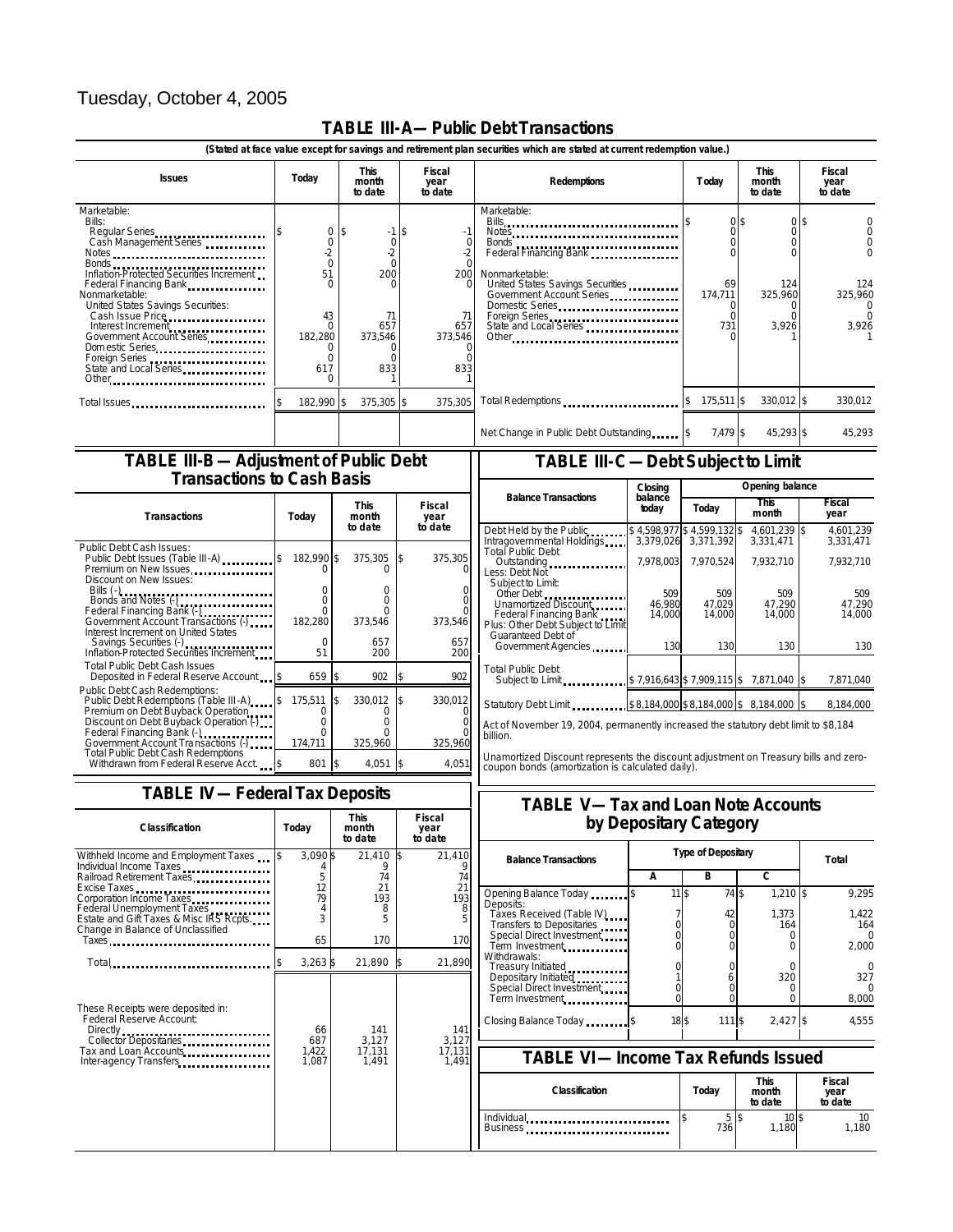Tuesday, October 4, 2005

## TABLE III-A — Public Debt Transactions

(Stated at face value except for savings and retirement plan securities which are stated at current redemption value.)

| Issues | Today | This month to date | Fiscal year to date | Redemptions | Today | This month to date | Fiscal year to date |
|---|---|---|---|---|---|---|---|
| Marketable: | | | | Marketable: | | | |
| Bills: | | | | Bills | $ 0 | $ 0 | $ 0 |
| Regular Series | $ 0 | $ -1 | $ -1 | Notes | 0 | 0 | 0 |
| Cash Management Series | 0 | 0 | 0 | Bonds | 0 | 0 | 0 |
| Notes | -2 | -2 | -2 | Federal Financing Bank | 0 | 0 | 0 |
| Bonds | 0 | 0 | 0 | | | | |
| Inflation-Protected Securities Increment | 51 | 200 | 200 | Nonmarketable: | | | |
| Federal Financing Bank | 0 | 0 | 0 | United States Savings Securities | 69 | 124 | 124 |
| Nonmarketable: | | | | Government Account Series | 174,711 | 325,960 | 325,960 |
| United States Savings Securities: | | | | Domestic Series | 0 | 0 | 0 |
| Cash Issue Price | 43 | 71 | 71 | Foreign Series | 0 | 0 | 0 |
| Interest Increment | 0 | 657 | 657 | State and Local Series | 731 | 3,926 | 3,926 |
| Government Account Series | 182,280 | 373,546 | 373,546 | Other | 0 | 1 | 1 |
| Domestic Series | 0 | 0 | 0 | | | | |
| Foreign Series | 0 | 0 | 0 | | | | |
| State and Local Series | 617 | 833 | 833 | | | | |
| Other | 0 | 1 | 1 | | | | |
| Total Issues | $ 182,990 | $ 375,305 | $ 375,305 | Total Redemptions | $ 175,511 | $ 330,012 | $ 330,012 |
| | | | | Net Change in Public Debt Outstanding | $ 7,479 | $ 45,293 | $ 45,293 |

## TABLE III-B — Adjustment of Public Debt Transactions to Cash Basis

| Transactions | Today | This month to date | Fiscal year to date |
|---|---|---|---|
| Public Debt Cash Issues: | | | |
| Public Debt Issues (Table III-A) | $ 182,990 | $ 375,305 | $ 375,305 |
| Premium on New Issues | 0 | 0 | 0 |
| Discount on New Issues: | | | |
| Bills (-) | 0 | 0 | 0 |
| Bonds and Notes (-) | 0 | 0 | 0 |
| Federal Financing Bank (-) | 0 | 0 | 0 |
| Government Account Transactions (-) | 182,280 | 373,546 | 373,546 |
| Interest Increment on United States Savings Securities (-) | 0 | 657 | 657 |
| Inflation-Protected Securities Increment | 51 | 200 | 200 |
| Total Public Debt Cash Issues Deposited in Federal Reserve Account | $ 659 | $ 902 | $ 902 |
| Public Debt Cash Redemptions: | | | |
| Public Debt Redemptions (Table III-A) | $ 175,511 | $ 330,012 | $ 330,012 |
| Premium on Debt Buyback Operation | 0 | 0 | 0 |
| Discount on Debt Buyback Operation (-) | 0 | 0 | 0 |
| Federal Financing Bank (-) | 0 | 0 | 0 |
| Government Account Transactions (-) | 174,711 | 325,960 | 325,960 |
| Total Public Debt Cash Redemptions Withdrawn from Federal Reserve Acct. | $ 801 | $ 4,051 | $ 4,051 |

## TABLE III-C — Debt Subject to Limit

| Balance Transactions | Closing balance today | Opening balance Today | Opening balance This month | Opening balance Fiscal year |
|---|---|---|---|---|
| Debt Held by the Public | $ 4,598,977 | $ 4,599,132 | $ 4,601,239 | $ 4,601,239 |
| Intragovernmental Holdings | 3,379,026 | 3,371,392 | 3,331,471 | 3,331,471 |
| Total Public Debt Outstanding | 7,978,003 | 7,970,524 | 7,932,710 | 7,932,710 |
| Less: Debt Not Subject to Limit: | | | | |
| Other Debt | 509 | 509 | 509 | 509 |
| Unamortized Discount | 46,980 | 47,029 | 47,290 | 47,290 |
| Federal Financing Bank | 14,000 | 14,000 | 14,000 | 14,000 |
| Plus: Other Debt Subject to Limit | | | | |
| Guaranteed Debt of Government Agencies | 130 | 130 | 130 | 130 |
| Total Public Debt Subject to Limit | $ 7,916,643 | $ 7,909,115 | $ 7,871,040 | $ 7,871,040 |
| Statutory Debt Limit | $ 8,184,000 | $ 8,184,000 | $ 8,184,000 | $ 8,184,000 |

Act of November 19, 2004, permanently increased the statutory debt limit to $8,184 billion.

Unamortized Discount represents the discount adjustment on Treasury bills and zero-coupon bonds (amortization is calculated daily).

## TABLE IV — Federal Tax Deposits

| Classification | Today | This month to date | Fiscal year to date |
|---|---|---|---|
| Withheld Income and Employment Taxes | $ 3,090 | $ 21,410 | $ 21,410 |
| Individual Income Taxes | 4 | 9 | 9 |
| Railroad Retirement Taxes | 5 | 74 | 74 |
| Excise Taxes | 12 | 21 | 21 |
| Corporation Income Taxes | 79 | 193 | 193 |
| Federal Unemployment Taxes | 4 | 8 | 8 |
| Estate and Gift Taxes & Misc IRS Rcpts. | 3 | 5 | 5 |
| Change in Balance of Unclassified Taxes | 65 | 170 | 170 |
| Total | $ 3,263 | $ 21,890 | $ 21,890 |
| These Receipts were deposited in: | | | |
| Federal Reserve Account: | | | |
| Directly | 66 | 141 | 141 |
| Collector Depositaries | 687 | 3,127 | 3,127 |
| Tax and Loan Accounts | 1,422 | 17,131 | 17,131 |
| Inter-agency Transfers | 1,087 | 1,491 | 1,491 |

## TABLE V — Tax and Loan Note Accounts by Depositary Category

| Balance Transactions | Type of Depositary A | Type of Depositary B | Type of Depositary C | Total |
|---|---|---|---|---|
| Opening Balance Today | $ 11 | $ 74 | $ 1,210 | $ 9,295 |
| Deposits: | | | | |
| Taxes Received (Table IV) | 7 | 42 | 1,373 | 1,422 |
| Transfers to Depositaries | 0 | 0 | 164 | 164 |
| Special Direct Investment | 0 | 0 | 0 | 0 |
| Term Investment | 0 | 0 | 0 | 2,000 |
| Withdrawals: | | | | |
| Treasury Initiated | 0 | 0 | 0 | 0 |
| Depositary Initiated | 1 | 6 | 320 | 327 |
| Special Direct Investment | 0 | 0 | 0 | 0 |
| Term Investment | 0 | 0 | 0 | 8,000 |
| Closing Balance Today | $ 18 | $ 111 | $ 2,427 | $ 4,555 |

## TABLE VI — Income Tax Refunds Issued

| Classification | Today | This month to date | Fiscal year to date |
|---|---|---|---|
| Individual | $ 5 | $ 10 | $ 10 |
| Business | 736 | 1,180 | 1,180 |